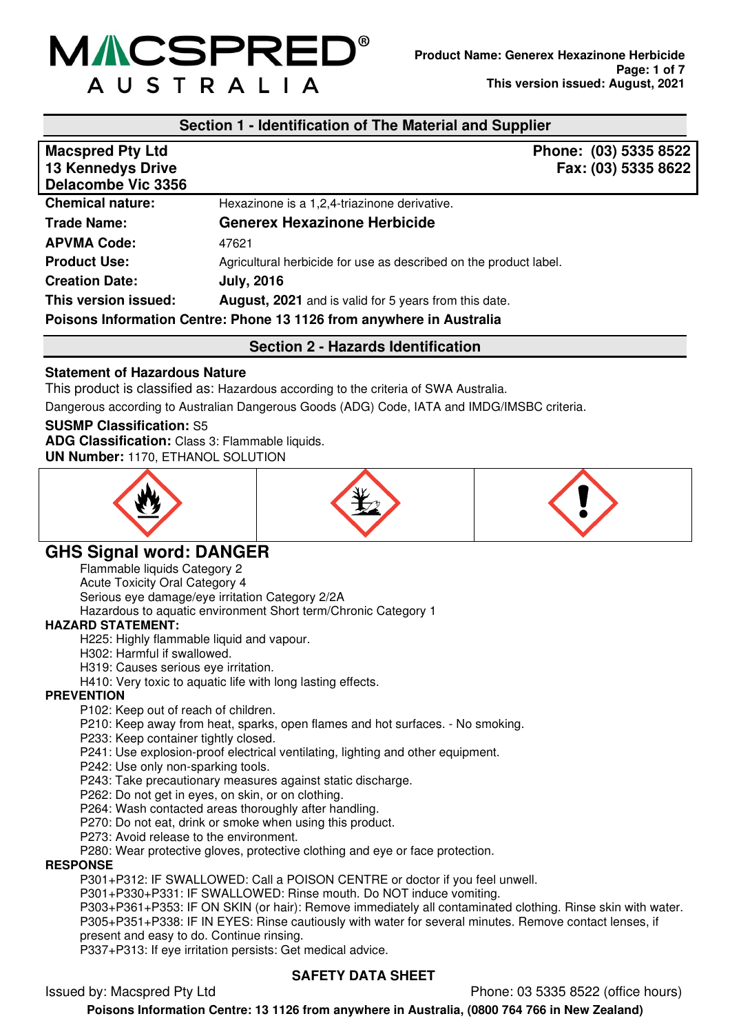## Section 1 - Identification of The Material and Supplier

**Macspred Pty Ltd**
**13 Kennedys Drive**
**Delacombe Vic 3356**

**Phone: (03) 5335 8522**
**Fax: (03) 5335 8622**

| | |
|---|---|
| **Chemical nature:** | Hexazinone is a 1,2,4-triazinone derivative. |
| **Trade Name:** | **Generex Hexazinone Herbicide** |
| **APVMA Code:** | 47621 |
| **Product Use:** | Agricultural herbicide for use as described on the product label. |
| **Creation Date:** | **July, 2016** |
| **This version issued:** | **August, 2021** and is valid for 5 years from this date. |

**Poisons Information Centre: Phone 13 1126 from anywhere in Australia**

## Section 2 - Hazards Identification

**Statement of Hazardous Nature**

This product is classified as: Hazardous according to the criteria of SWA Australia.

Dangerous according to Australian Dangerous Goods (ADG) Code, IATA and IMDG/IMSBC criteria.

**SUSMP Classification:** S5
**ADG Classification:** Class 3: Flammable liquids.
**UN Number:** 1170, ETHANOL SOLUTION

## GHS Signal word: DANGER

Flammable liquids Category 2
Acute Toxicity Oral Category 4
Serious eye damage/eye irritation Category 2/2A
Hazardous to aquatic environment Short term/Chronic Category 1

**HAZARD STATEMENT:**

H225: Highly flammable liquid and vapour.
H302: Harmful if swallowed.
H319: Causes serious eye irritation.
H410: Very toxic to aquatic life with long lasting effects.

**PREVENTION**

P102: Keep out of reach of children.
P210: Keep away from heat, sparks, open flames and hot surfaces. - No smoking.
P233: Keep container tightly closed.
P241: Use explosion-proof electrical ventilating, lighting and other equipment.
P242: Use only non-sparking tools.
P243: Take precautionary measures against static discharge.
P262: Do not get in eyes, on skin, or on clothing.
P264: Wash contacted areas thoroughly after handling.
P270: Do not eat, drink or smoke when using this product.
P273: Avoid release to the environment.
P280: Wear protective gloves, protective clothing and eye or face protection.

**RESPONSE**

P301+P312: IF SWALLOWED: Call a POISON CENTRE or doctor if you feel unwell.
P301+P330+P331: IF SWALLOWED: Rinse mouth. Do NOT induce vomiting.
P303+P361+P353: IF ON SKIN (or hair): Remove immediately all contaminated clothing. Rinse skin with water.
P305+P351+P338: IF IN EYES: Rinse cautiously with water for several minutes. Remove contact lenses, if present and easy to do. Continue rinsing.
P337+P313: If eye irritation persists: Get medical advice.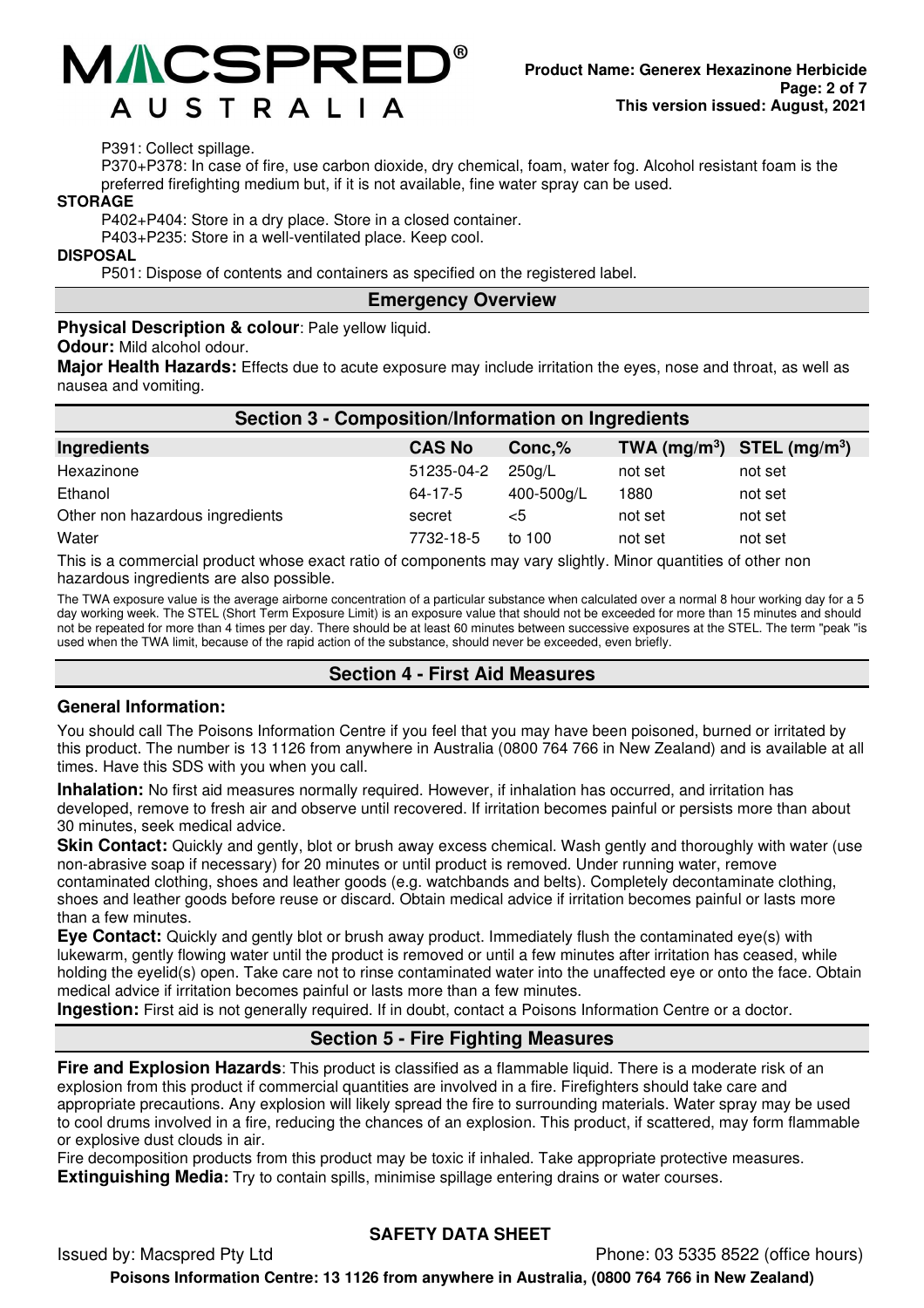P391: Collect spillage.

P370+P378: In case of fire, use carbon dioxide, dry chemical, foam, water fog. Alcohol resistant foam is the preferred firefighting medium but, if it is not available, fine water spray can be used.

**STORAGE**

P402+P404: Store in a dry place. Store in a closed container.

P403+P235: Store in a well-ventilated place. Keep cool.

**DISPOSAL**

P501: Dispose of contents and containers as specified on the registered label.

## Emergency Overview

**Physical Description & colour**: Pale yellow liquid.

**Odour:** Mild alcohol odour.

**Major Health Hazards:** Effects due to acute exposure may include irritation the eyes, nose and throat, as well as nausea and vomiting.

## Section 3 - Composition/Information on Ingredients

| Ingredients | CAS No | Conc,% | TWA (mg/m$^3$) | STEL (mg/m$^3$) |
|---|---|---|---|---|
| Hexazinone | 51235-04-2 | 250g/L | not set | not set |
| Ethanol | 64-17-5 | 400-500g/L | 1880 | not set |
| Other non hazardous ingredients | secret | <5 | not set | not set |
| Water | 7732-18-5 | to 100 | not set | not set |

This is a commercial product whose exact ratio of components may vary slightly. Minor quantities of other non hazardous ingredients are also possible.

The TWA exposure value is the average airborne concentration of a particular substance when calculated over a normal 8 hour working day for a 5 day working week. The STEL (Short Term Exposure Limit) is an exposure value that should not be exceeded for more than 15 minutes and should not be repeated for more than 4 times per day. There should be at least 60 minutes between successive exposures at the STEL. The term "peak "is used when the TWA limit, because of the rapid action of the substance, should never be exceeded, even briefly.

## Section 4 - First Aid Measures

### General Information:

You should call The Poisons Information Centre if you feel that you may have been poisoned, burned or irritated by this product. The number is 13 1126 from anywhere in Australia (0800 764 766 in New Zealand) and is available at all times. Have this SDS with you when you call.

**Inhalation:** No first aid measures normally required. However, if inhalation has occurred, and irritation has developed, remove to fresh air and observe until recovered. If irritation becomes painful or persists more than about 30 minutes, seek medical advice.

**Skin Contact:** Quickly and gently, blot or brush away excess chemical. Wash gently and thoroughly with water (use non-abrasive soap if necessary) for 20 minutes or until product is removed. Under running water, remove contaminated clothing, shoes and leather goods (e.g. watchbands and belts). Completely decontaminate clothing, shoes and leather goods before reuse or discard. Obtain medical advice if irritation becomes painful or lasts more than a few minutes.

**Eye Contact:** Quickly and gently blot or brush away product. Immediately flush the contaminated eye(s) with lukewarm, gently flowing water until the product is removed or until a few minutes after irritation has ceased, while holding the eyelid(s) open. Take care not to rinse contaminated water into the unaffected eye or onto the face. Obtain medical advice if irritation becomes painful or lasts more than a few minutes.

**Ingestion:** First aid is not generally required. If in doubt, contact a Poisons Information Centre or a doctor.

## Section 5 - Fire Fighting Measures

**Fire and Explosion Hazards**: This product is classified as a flammable liquid. There is a moderate risk of an explosion from this product if commercial quantities are involved in a fire. Firefighters should take care and appropriate protective precautions. Any explosion will likely spread the fire to surrounding materials. Water spray may be used to cool drums involved in a fire, reducing the chances of an explosion. This product, if scattered, may form flammable or explosive dust clouds in air.

Fire decomposition products from this product may be toxic if inhaled. Take appropriate protective measures.

**Extinguishing Media:** Try to contain spills, minimise spillage entering drains or water courses.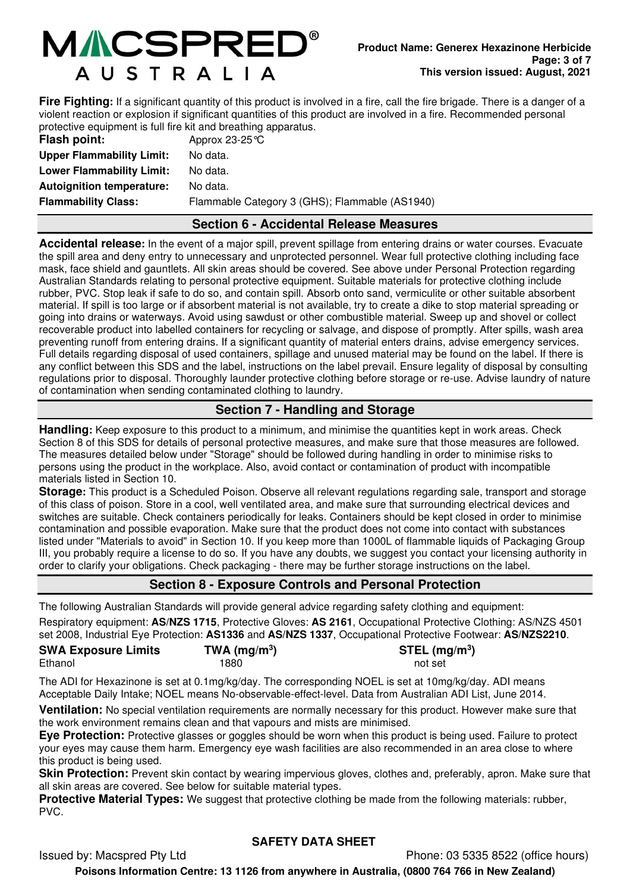**Fire Fighting:** If a significant quantity of this product is involved in a fire, call the fire brigade. There is a danger of a violent reaction or explosion if significant quantities of this product are involved in a fire. Recommended personal protective equipment is full fire kit and breathing apparatus.

| | |
|---|---|
| **Flash point:** | Approx 23-25°C |
| **Upper Flammability Limit:** | No data. |
| **Lower Flammability Limit:** | No data. |
| **Autoignition temperature:** | No data. |
| **Flammability Class:** | Flammable Category 3 (GHS); Flammable (AS1940) |

## Section 6 - Accidental Release Measures

**Accidental release:** In the event of a major spill, prevent spillage from entering drains or water courses. Evacuate the spill area and deny entry to unnecessary and unprotected personnel. Wear full protective clothing including face mask, face shield and gauntlets. All skin areas should be covered. See above under Personal Protection regarding Australian Standards relating to personal protective equipment. Suitable materials for protective clothing include rubber, PVC. Stop leak if safe to do so, and contain spill. Absorb onto sand, vermiculite or other suitable absorbent material. If spill is too large or if absorbent material is not available, try to create a dike to stop material spreading or going into drains or waterways. Avoid using sawdust or other combustible material. Sweep up and shovel or collect recoverable product into labelled containers for recycling or salvage, and dispose of promptly. After spills, wash area preventing runoff from entering drains. If a significant quantity of material enters drains, advise emergency services. Full details regarding disposal of used containers, spillage and unused material may be found on the label. If there is any conflict between this SDS and the label, instructions on the label prevail. Ensure legality of disposal by consulting regulations prior to disposal. Thoroughly launder protective clothing before storage or re-use. Advise laundry of nature of contamination when sending contaminated clothing to laundry.

## Section 7 - Handling and Storage

**Handling:** Keep exposure to this product to a minimum, and minimise the quantities kept in work areas. Check Section 8 of this SDS for details of personal protective measures, and make sure that those measures are followed. The measures detailed below under "Storage" should be followed during handling in order to minimise risks to persons using the product in the workplace. Also, avoid contact or contamination of product with incompatible materials listed in Section 10.

**Storage:** This product is a Scheduled Poison. Observe all relevant regulations regarding sale, transport and storage of this class of poison. Store in a cool, well ventilated area, and make sure that surrounding electrical devices and switches are suitable. Check containers periodically for leaks. Containers should be kept closed in order to minimise contamination and possible evaporation. Make sure that the product does not come into contact with substances listed under "Materials to avoid" in Section 10. If you keep more than 1000L of flammable liquids of Packaging Group III, you probably require a license to do so. If you have any doubts, we suggest you contact your licensing authority in order to clarify your obligations. Check packaging - there may be further storage instructions on the label.

## Section 8 - Exposure Controls and Personal Protection

The following Australian Standards will provide general advice regarding safety clothing and equipment:

Respiratory equipment: **AS/NZS 1715**, Protective Gloves: **AS 2161**, Occupational Protective Clothing: AS/NZS 4501 set 2008, Industrial Eye Protection: **AS1336** and **AS/NZS 1337**, Occupational Protective Footwear: **AS/NZS2210**.

| **SWA Exposure Limits** | **TWA (mg/m³)** | **STEL (mg/m³)** |
|---|---|---|
| Ethanol | 1880 | not set |

The ADI for Hexazinone is set at 0.1mg/kg/day. The corresponding NOEL is set at 10mg/kg/day. ADI means Acceptable Daily Intake; NOEL means No-observable-effect-level. Data from Australian ADI List, June 2014.

**Ventilation:** No special ventilation requirements are normally necessary for this product. However make sure that the work environment remains clean and that vapours and mists are minimised.

**Eye Protection:** Protective glasses or goggles should be worn when this product is being used. Failure to protect your eyes may cause them harm. Emergency eye wash facilities are also recommended in an area close to where this product is being used.

**Skin Protection:** Prevent skin contact by wearing impervious gloves, clothes and, preferably, apron. Make sure that all skin areas are covered. See below for suitable material types.

**Protective Material Types:** We suggest that protective clothing be made from the following materials: rubber, PVC.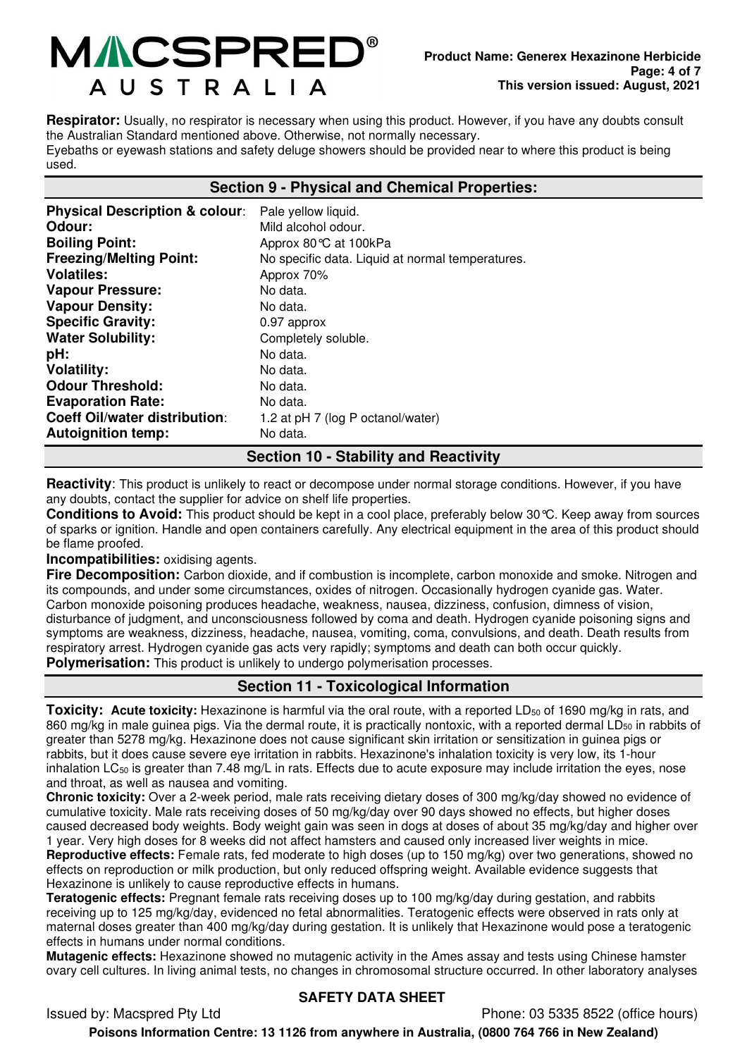**Respirator:** Usually, no respirator is necessary when using this product. However, if you have any doubts consult the Australian Standard mentioned above. Otherwise, not normally necessary.
Eyebaths or eyewash stations and safety deluge showers should be provided near to where this product is being used.

## Section 9 - Physical and Chemical Properties:

| | |
|---|---|
| **Physical Description & colour**: | Pale yellow liquid. |
| **Odour:** | Mild alcohol odour. |
| **Boiling Point:** | Approx 80°C at 100kPa |
| **Freezing/Melting Point:** | No specific data. Liquid at normal temperatures. |
| **Volatiles:** | Approx 70% |
| **Vapour Pressure:** | No data. |
| **Vapour Density:** | No data. |
| **Specific Gravity:** | 0.97 approx |
| **Water Solubility:** | Completely soluble. |
| **pH:** | No data. |
| **Volatility:** | No data. |
| **Odour Threshold:** | No data. |
| **Evaporation Rate:** | No data. |
| **Coeff Oil/water distribution**: | 1.2 at pH 7 (log P octanol/water) |
| **Autoignition temp:** | No data. |

## Section 10 - Stability and Reactivity

**Reactivity**: This product is unlikely to react or decompose under normal storage conditions. However, if you have any doubts, contact the supplier for advice on shelf life properties.
**Conditions to Avoid:** This product should be kept in a cool place, preferably below 30°C. Keep away from sources of sparks or ignition. Handle and open containers carefully. Any electrical equipment in the area of this product should be flame proofed.
**Incompatibilities:** oxidising agents.
**Fire Decomposition:** Carbon dioxide, and if combustion is incomplete, carbon monoxide and smoke. Nitrogen and its compounds, and under some circumstances, oxides of nitrogen. Occasionally hydrogen cyanide gas. Water. Carbon monoxide poisoning produces headache, weakness, nausea, dizziness, confusion, dimness of vision, disturbance of judgment, and unconsciousness followed by coma and death. Hydrogen cyanide poisoning signs and symptoms are weakness, dizziness, headache, nausea, vomiting, coma, convulsions, and death. Death results from respiratory arrest. Hydrogen cyanide gas acts very rapidly; symptoms and death can both occur quickly.
**Polymerisation:** This product is unlikely to undergo polymerisation processes.

## Section 11 - Toxicological Information

**Toxicity: Acute toxicity:** Hexazinone is harmful via the oral route, with a reported $LD_{50}$ of 1690 mg/kg in rats, and 860 mg/kg in male guinea pigs. Via the dermal route, it is practically nontoxic, with a reported dermal $LD_{50}$ in rabbits of greater than 5278 mg/kg. Hexazinone does not cause significant skin irritation or sensitization in guinea pigs or rabbits, but it does cause severe eye irritation in rabbits. Hexazinone's inhalation toxicity is very low, its 1-hour inhalation $LC_{50}$ is greater than 7.48 mg/L in rats. Effects due to acute exposure may include irritation the eyes, nose and throat, as well as nausea and vomiting.
**Chronic toxicity:** Over a 2-week period, male rats receiving dietary doses of 300 mg/kg/day showed no evidence of cumulative toxicity. Male rats receiving doses of 50 mg/kg/day over 90 days showed no effects, but higher doses caused decreased body weights. Body weight gain was seen in dogs at doses of about 35 mg/kg/day and higher over 1 year. Very high doses for 8 weeks did not affect hamsters and caused only increased liver weights in mice.
**Reproductive effects:** Female rats, fed moderate to high doses (up to 150 mg/kg) over two generations, showed no effects on reproduction or milk production, but only reduced offspring weight. Available evidence suggests that Hexazinone is unlikely to cause reproductive effects in humans.
**Teratogenic effects:** Pregnant female rats receiving doses up to 100 mg/kg/day during gestation, and rabbits receiving up to 125 mg/kg/day, evidenced no fetal abnormalities. Teratogenic effects were observed in rats only at maternal doses greater than 400 mg/kg/day during gestation. It is unlikely that Hexazinone would pose a teratogenic effects in humans under normal conditions.
**Mutagenic effects:** Hexazinone showed no mutagenic activity in the Ames assay and tests using Chinese hamster ovary cell cultures. In living animal tests, no changes in chromosomal structure occurred. In other laboratory analyses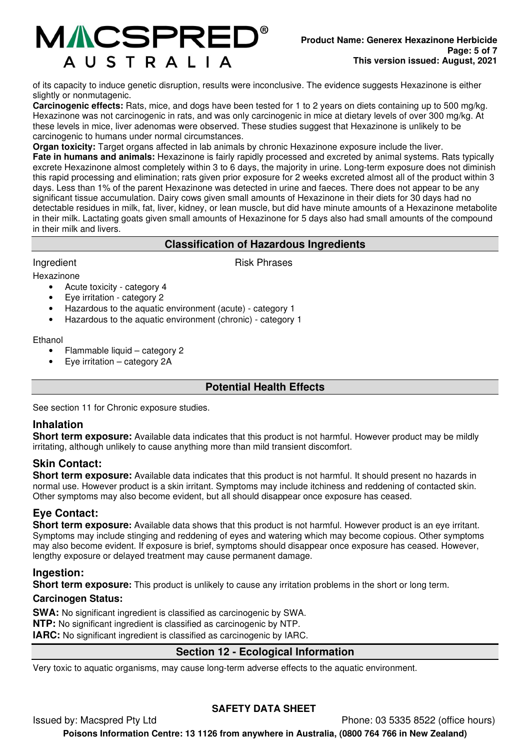of its capacity to induce genetic disruption, results were inconclusive. The evidence suggests Hexazinone is either slightly or nonmutagenic.

**Carcinogenic effects:** Rats, mice, and dogs have been tested for 1 to 2 years on diets containing up to 500 mg/kg. Hexazinone was not carcinogenic in rats, and was only carcinogenic in mice at dietary levels of over 300 mg/kg. At these levels in mice, liver adenomas were observed. These studies suggest that Hexazinone is unlikely to be carcinogenic to humans under normal circumstances.

**Organ toxicity:** Target organs affected in lab animals by chronic Hexazinone exposure include the liver.

**Fate in humans and animals:** Hexazinone is fairly rapidly processed and excreted by animal systems. Rats typically excrete Hexazinone almost completely within 3 to 6 days, the majority in urine. Long-term exposure does not diminish this rapid processing and elimination; rats given prior exposure for 2 weeks excreted almost all of the product within 3 days. Less than 1% of the parent Hexazinone was detected in urine and faeces. There does not appear to be any significant tissue accumulation. Dairy cows given small amounts of Hexazinone in their diets for 30 days had no detectable residues in milk, fat, liver, kidney, or lean muscle, but did have minute amounts of a Hexazinone metabolite in their milk. Lactating goats given small amounts of Hexazinone for 5 days also had small amounts of the compound in their milk and livers.

## Classification of Hazardous Ingredients

Ingredient | Risk Phrases

Hexazinone

- Acute toxicity - category 4
- Eye irritation - category 2
- Hazardous to the aquatic environment (acute) - category 1
- Hazardous to the aquatic environment (chronic) - category 1

Ethanol

- Flammable liquid – category 2
- Eye irritation – category 2A

## Potential Health Effects

See section 11 for Chronic exposure studies.

### Inhalation

**Short term exposure:** Available data indicates that this product is not harmful. However product may be mildly irritating, although unlikely to cause anything more than mild transient discomfort.

### Skin Contact:

**Short term exposure:** Available data indicates that this product is not harmful. It should present no hazards in normal use. However product is a skin irritant. Symptoms may include itchiness and reddening of contacted skin. Other symptoms may also become evident, but all should disappear once exposure has ceased.

### Eye Contact:

**Short term exposure:** Available data shows that this product is not harmful. However product is an eye irritant. Symptoms may include stinging and reddening of eyes and watering which may become copious. Other symptoms may also become evident. If exposure is brief, symptoms should disappear once exposure has ceased. However, lengthy exposure or delayed treatment may cause permanent damage.

### Ingestion:

**Short term exposure:** This product is unlikely to cause any irritation problems in the short or long term.

#### Carcinogen Status:

**SWA:** No significant ingredient is classified as carcinogenic by SWA.
**NTP:** No significant ingredient is classified as carcinogenic by NTP.
**IARC:** No significant ingredient is classified as carcinogenic by IARC.

## Section 12 - Ecological Information

Very toxic to aquatic organisms, may cause long-term adverse effects to the aquatic environment.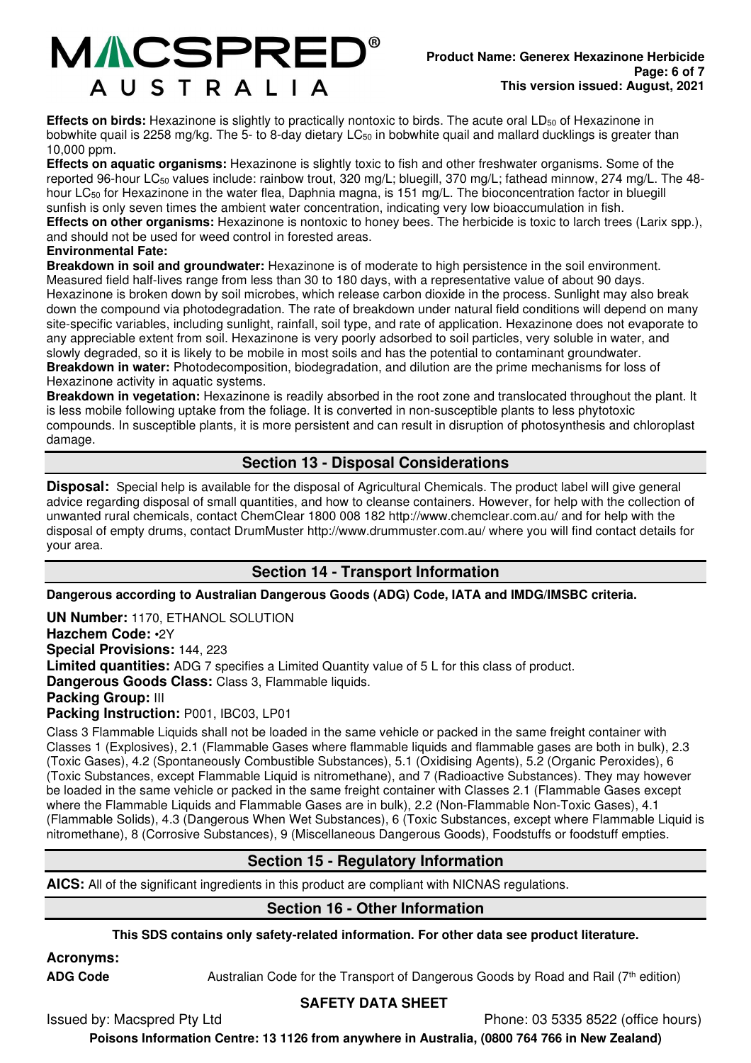**Effects on birds:** Hexazinone is slightly to practically nontoxic to birds. The acute oral $LD_{50}$ of Hexazinone in bobwhite quail is 2258 mg/kg. The 5- to 8-day dietary $LC_{50}$ in bobwhite quail and mallard ducklings is greater than 10,000 ppm.

**Effects on aquatic organisms:** Hexazinone is slightly toxic to fish and other freshwater organisms. Some of the reported 96-hour $LC_{50}$ values include: rainbow trout, 320 mg/L; bluegill, 370 mg/L; fathead minnow, 274 mg/L. The 48-hour $LC_{50}$ for Hexazinone in the water flea, Daphnia magna, is 151 mg/L. The bioconcentration factor in bluegill sunfish is only seven times the ambient water concentration, indicating very low bioaccumulation in fish.

**Effects on other organisms:** Hexazinone is nontoxic to honey bees. The herbicide is toxic to larch trees (Larix spp.), and should not be used for weed control in forested areas.

**Environmental Fate:**

**Breakdown in soil and groundwater:** Hexazinone is of moderate to high persistence in the soil environment. Measured field half-lives range from less than 30 to 180 days, with a representative value of about 90 days. Hexazinone is broken down by soil microbes, which release carbon dioxide in the process. Sunlight may also break down the compound via photodegradation. The rate of breakdown under natural field conditions will depend on many site-specific variables, including sunlight, rainfall, soil type, and rate of application. Hexazinone does not evaporate to any appreciable extent from soil. Hexazinone is very poorly adsorbed to soil particles, very soluble in water, and slowly degraded, so it is likely to be mobile in most soils and has the potential to contaminant groundwater.

**Breakdown in water:** Photodecomposition, biodegradation, and dilution are the prime mechanisms for loss of Hexazinone activity in aquatic systems.

**Breakdown in vegetation:** Hexazinone is readily absorbed in the root zone and translocated throughout the plant. It is less mobile following uptake from the foliage. It is converted in non-susceptible plants to less phytotoxic compounds. In susceptible plants, it is more persistent and can result in disruption of photosynthesis and chloroplast damage.

## Section 13 - Disposal Considerations

**Disposal:** Special help is available for the disposal of Agricultural Chemicals. The product label will give general advice regarding disposal of small quantities, and how to cleanse containers. However, for help with the collection of unwanted rural chemicals, contact ChemClear 1800 008 182 http://www.chemclear.com.au/ and for help with the disposal of empty drums, contact DrumMuster http://www.drummuster.com.au/ where you will find contact details for your area.

## Section 14 - Transport Information

**Dangerous according to Australian Dangerous Goods (ADG) Code, IATA and IMDG/IMSBC criteria.**

**UN Number:** 1170, ETHANOL SOLUTION
**Hazchem Code:** •2Y
**Special Provisions:** 144, 223
**Limited quantities:** ADG 7 specifies a Limited Quantity value of 5 L for this class of product.
**Dangerous Goods Class:** Class 3, Flammable liquids.
**Packing Group:** III
**Packing Instruction:** P001, IBC03, LP01

Class 3 Flammable Liquids shall not be loaded in the same vehicle or packed in the same freight container with Classes 1 (Explosives), 2.1 (Flammable Gases where flammable liquids and flammable gases are both in bulk), 2.3 (Toxic Gases), 4.2 (Spontaneously Combustible Substances), 5.1 (Oxidising Agents), 5.2 (Organic Peroxides), 6 (Toxic Substances, except Flammable Liquid is nitromethane), and 7 (Radioactive Substances). They may however be loaded in the same vehicle or packed in the same freight container with Classes 2.1 (Flammable Gases except where the Flammable Liquids and Flammable Gases are in bulk), 2.2 (Non-Flammable Non-Toxic Gases), 4.1 (Flammable Solids), 4.3 (Dangerous When Wet Substances), 6 (Toxic Substances, except where Flammable Liquid is nitromethane), 8 (Corrosive Substances), 9 (Miscellaneous Dangerous Goods), Foodstuffs or foodstuff empties.

## Section 15 - Regulatory Information

**AICS:** All of the significant ingredients in this product are compliant with NICNAS regulations.

## Section 16 - Other Information

**This SDS contains only safety-related information. For other data see product literature.**

**Acronyms:**

| | |
|---|---|
| **ADG Code** | Australian Code for the Transport of Dangerous Goods by Road and Rail (7th edition) |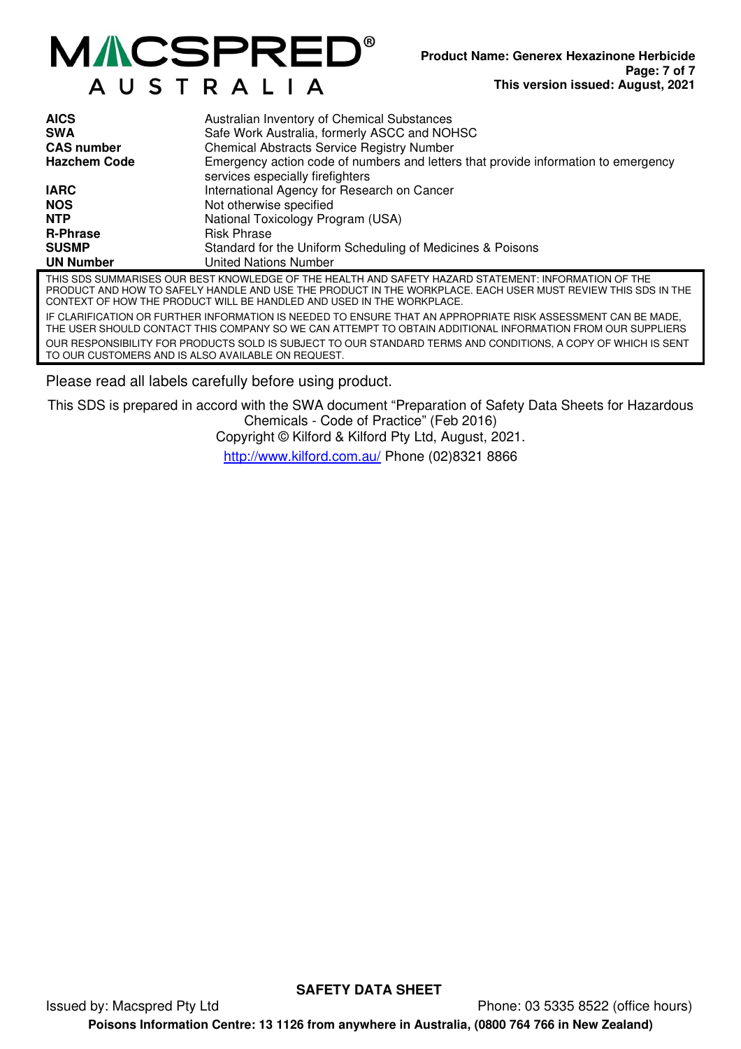| | |
|---|---|
| **AICS** | Australian Inventory of Chemical Substances |
| **SWA** | Safe Work Australia, formerly ASCC and NOHSC |
| **CAS number** | Chemical Abstracts Service Registry Number |
| **Hazchem Code** | Emergency action code of numbers and letters that provide information to emergency services especially firefighters |
| **IARC** | International Agency for Research on Cancer |
| **NOS** | Not otherwise specified |
| **NTP** | National Toxicology Program (USA) |
| **R-Phrase** | Risk Phrase |
| **SUSMP** | Standard for the Uniform Scheduling of Medicines & Poisons |
| **UN Number** | United Nations Number |

THIS SDS SUMMARISES OUR BEST KNOWLEDGE OF THE HEALTH AND SAFETY HAZARD STATEMENT: INFORMATION OF THE PRODUCT AND HOW TO SAFELY HANDLE AND USE THE PRODUCT IN THE WORKPLACE. EACH USER MUST REVIEW THIS SDS IN THE CONTEXT OF HOW THE PRODUCT WILL BE HANDLED AND USED IN THE WORKPLACE.

IF CLARIFICATION OR FURTHER INFORMATION IS NEEDED TO ENSURE THAT AN APPROPRIATE RISK ASSESSMENT CAN BE MADE, THE USER SHOULD CONTACT THIS COMPANY SO WE CAN ATTEMPT TO OBTAIN ADDITIONAL INFORMATION FROM OUR SUPPLIERS

OUR RESPONSIBILITY FOR PRODUCTS SOLD IS SUBJECT TO OUR STANDARD TERMS AND CONDITIONS, A COPY OF WHICH IS SENT TO OUR CUSTOMERS AND IS ALSO AVAILABLE ON REQUEST.

Please read all labels carefully before using product.

This SDS is prepared in accord with the SWA document "Preparation of Safety Data Sheets for Hazardous Chemicals - Code of Practice" (Feb 2016)

Copyright © Kilford & Kilford Pty Ltd, August, 2021.

http://www.kilford.com.au/ Phone (02)8321 8866